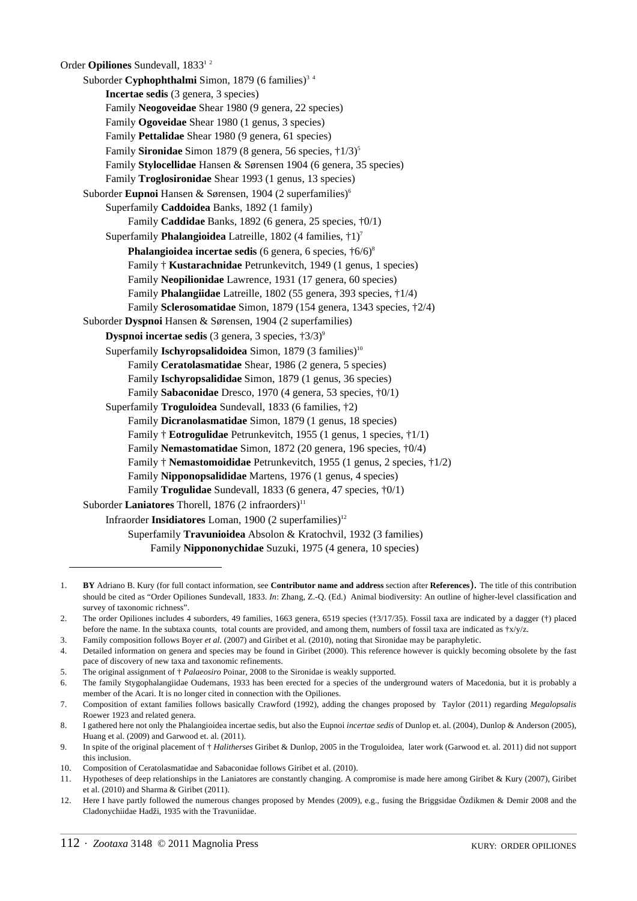Order **Opiliones** Sundevall, 1833[1 2]

Suborder **Cyphophthalmi** Simon, 1879 (6 families)[3 4]

**Incertae sedis** (3 genera, 3 species)

Family **Neogoveidae** Shear 1980 (9 genera, 22 species)

Family **Ogoveidae** Shear 1980 (1 genus, 3 species)

Family **Pettalidae** Shear 1980 (9 genera, 61 species)

Family **Sironidae** Simon 1879 (8 genera, 56 species, †1/3)[5]

Family **Stylocellidae** Hansen & Sørensen 1904 (6 genera, 35 species)

Family **Troglosironidae** Shear 1993 (1 genus, 13 species)

Suborder **Eupnoi** Hansen & Sørensen, 1904 (2 superfamilies)[6]

Superfamily **Caddoidea** Banks, 1892 (1 family)

Family **Caddidae** Banks, 1892 (6 genera, 25 species, †0/1)

Superfamily **Phalangioidea** Latreille, 1802 (4 families, †1)[7]

**Phalangioidea incertae sedis** (6 genera, 6 species, †6/6)[8]

Family † **Kustarachnidae** Petrunkevitch, 1949 (1 genus, 1 species)

Family **Neopilionidae** Lawrence, 1931 (17 genera, 60 species)

Family **Phalangiidae** Latreille, 1802 (55 genera, 393 species, †1/4)

Family **Sclerosomatidae** Simon, 1879 (154 genera, 1343 species, †2/4)

Suborder **Dyspnoi** Hansen & Sørensen, 1904 (2 superfamilies)

**Dyspnoi incertae sedis** (3 genera, 3 species, †3/3)[9]

Superfamily **Ischyropsalidoidea** Simon, 1879 (3 families)[10]

Family **Ceratolasmatidae** Shear, 1986 (2 genera, 5 species)

Family **Ischyropsalididae** Simon, 1879 (1 genus, 36 species)

Family **Sabaconidae** Dresco, 1970 (4 genera, 53 species, †0/1)

Superfamily **Troguloidea** Sundevall, 1833 (6 families, †2)

Family **Dicranolasmatidae** Simon, 1879 (1 genus, 18 species)

Family † **Eotrogulidae** Petrunkevitch, 1955 (1 genus, 1 species, †1/1)

Family **Nemastomatidae** Simon, 1872 (20 genera, 196 species, †0/4)

Family † **Nemastomoididae** Petrunkevitch, 1955 (1 genus, 2 species, †1/2)

Family **Nipponopsalididae** Martens, 1976 (1 genus, 4 species)

Family **Trogulidae** Sundevall, 1833 (6 genera, 47 species, †0/1)

Suborder **Laniatores** Thorell, 1876 (2 infraorders)[11]

Infraorder **Insidiatores** Loman, 1900 (2 superfamilies)[12]

Superfamily **Travunioidea** Absolon & Kratochvil, 1932 (3 families)

Family **Nippononychidae** Suzuki, 1975 (4 genera, 10 species)

---

1. **BY** Adriano B. Kury (for full contact information, see **Contributor name and address** section after **References**). The title of this contribution should be cited as "Order Opiliones Sundevall, 1833. *In*: Zhang, Z.-Q. (Ed.) Animal biodiversity: An outline of higher-level classification and survey of taxonomic richness".
2. The order Opiliones includes 4 suborders, 49 families, 1663 genera, 6519 species (†3/17/35). Fossil taxa are indicated by a dagger (†) placed before the name. In the subtaxa counts, total counts are provided, and among them, numbers of fossil taxa are indicated as †x/y/z.
3. Family composition follows Boyer *et al.* (2007) and Giribet et al. (2010), noting that Sironidae may be paraphyletic.
4. Detailed information on genera and species may be found in Giribet (2000). This reference however is quickly becoming obsolete by the fast pace of discovery of new taxa and taxonomic refinements.
5. The original assignment of † *Palaeosiro* Poinar, 2008 to the Sironidae is weakly supported.
6. The family Stygophalangiidae Oudemans, 1933 has been erected for a species of the underground waters of Macedonia, but it is probably a member of the Acari. It is no longer cited in connection with the Opiliones.
7. Composition of extant families follows basically Crawford (1992), adding the changes proposed by Taylor (2011) regarding *Megalopsalis* Roewer 1923 and related genera.
8. I gathered here not only the Phalangioidea incertae sedis, but also the Eupnoi *incertae sedis* of Dunlop et. al. (2004), Dunlop & Anderson (2005), Huang et al. (2009) and Garwood et. al. (2011).
9. In spite of the original placement of † *Halitherses* Giribet & Dunlop, 2005 in the Troguloidea, later work (Garwood et. al. 2011) did not support this inclusion.
10. Composition of Ceratolasmatidae and Sabaconidae follows Giribet et al. (2010).
11. Hypotheses of deep relationships in the Laniatores are constantly changing. A compromise is made here among Giribet & Kury (2007), Giribet et al. (2010) and Sharma & Giribet (2011).
12. Here I have partly followed the numerous changes proposed by Mendes (2009), e.g., fusing the Briggsidae Özdikmen & Demir 2008 and the Cladonychiidae Hadži, 1935 with the Travuniidae.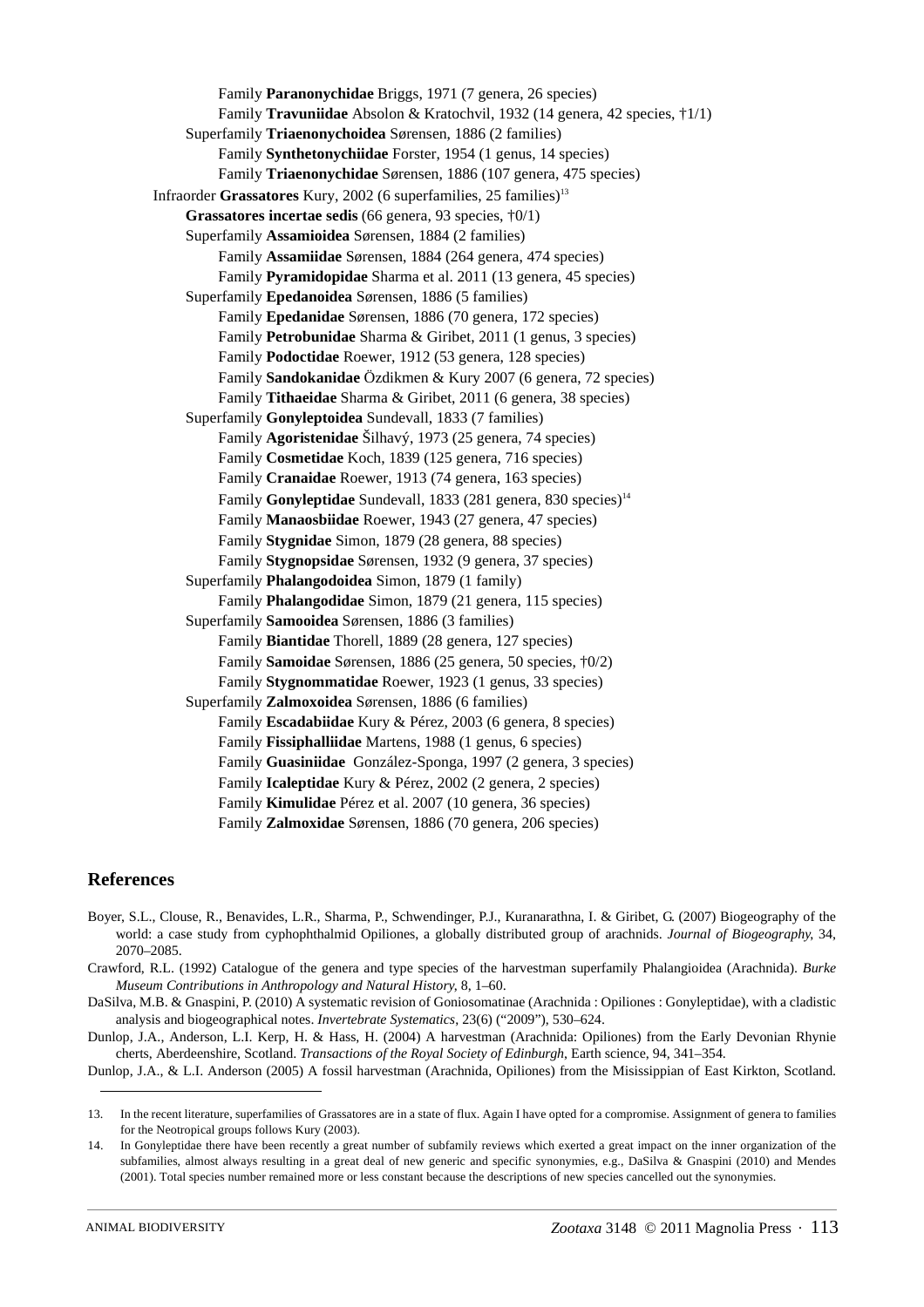Family **Paranonychidae** Briggs, 1971 (7 genera, 26 species)

Family **Travuniidae** Absolon & Kratochvil, 1932 (14 genera, 42 species, †1/1)

Superfamily **Triaenonychoidea** Sørensen, 1886 (2 families)

Family **Synthetonychiidae** Forster, 1954 (1 genus, 14 species)

Family **Triaenonychidae** Sørensen, 1886 (107 genera, 475 species)

Infraorder **Grassatores** Kury, 2002 (6 superfamilies, 25 families)[13]

**Grassatores incertae sedis** (66 genera, 93 species, †0/1)

Superfamily **Assamioidea** Sørensen, 1884 (2 families)

Family **Assamiidae** Sørensen, 1884 (264 genera, 474 species)

Family **Pyramidopidae** Sharma et al. 2011 (13 genera, 45 species)

Superfamily **Epedanoidea** Sørensen, 1886 (5 families)

Family **Epedanidae** Sørensen, 1886 (70 genera, 172 species)

Family **Petrobunidae** Sharma & Giribet, 2011 (1 genus, 3 species)

Family **Podoctidae** Roewer, 1912 (53 genera, 128 species)

Family **Sandokanidae** Özdikmen & Kury 2007 (6 genera, 72 species)

Family **Tithaeidae** Sharma & Giribet, 2011 (6 genera, 38 species)

Superfamily **Gonyleptoidea** Sundevall, 1833 (7 families)

Family **Agoristenidae** Šilhavý, 1973 (25 genera, 74 species)

Family **Cosmetidae** Koch, 1839 (125 genera, 716 species)

Family **Cranaidae** Roewer, 1913 (74 genera, 163 species)

Family **Gonyleptidae** Sundevall, 1833 (281 genera, 830 species)[14]

Family **Manaosbiidae** Roewer, 1943 (27 genera, 47 species)

Family **Stygnidae** Simon, 1879 (28 genera, 88 species)

Family **Stygnopsidae** Sørensen, 1932 (9 genera, 37 species)

Superfamily **Phalangodoidea** Simon, 1879 (1 family)

Family **Phalangodidae** Simon, 1879 (21 genera, 115 species)

Superfamily **Samooidea** Sørensen, 1886 (3 families)

Family **Biantidae** Thorell, 1889 (28 genera, 127 species)

Family **Samoidae** Sørensen, 1886 (25 genera, 50 species, †0/2)

Family **Stygnommatidae** Roewer, 1923 (1 genus, 33 species)

Superfamily **Zalmoxoidea** Sørensen, 1886 (6 families)

Family **Escadabiidae** Kury & Pérez, 2003 (6 genera, 8 species)

Family **Fissiphalliidae** Martens, 1988 (1 genus, 6 species)

Family **Guasiniidae** González-Sponga, 1997 (2 genera, 3 species)

Family **Icaleptidae** Kury & Pérez, 2002 (2 genera, 2 species)

Family **Kimulidae** Pérez et al. 2007 (10 genera, 36 species)

Family **Zalmoxidae** Sørensen, 1886 (70 genera, 206 species)

## References

Boyer, S.L., Clouse, R., Benavides, L.R., Sharma, P., Schwendinger, P.J., Kuranarathna, I. & Giribet, G. (2007) Biogeography of the world: a case study from cyphophthalmid Opiliones, a globally distributed group of arachnids. *Journal of Biogeography*, 34, 2070–2085.

Crawford, R.L. (1992) Catalogue of the genera and type species of the harvestman superfamily Phalangioidea (Arachnida). *Burke Museum Contributions in Anthropology and Natural History*, 8, 1–60.

DaSilva, M.B. & Gnaspini, P. (2010) A systematic revision of Goniosomatinae (Arachnida : Opiliones : Gonyleptidae), with a cladistic analysis and biogeographical notes. *Invertebrate Systematics*, 23(6) ("2009"), 530–624.

Dunlop, J.A., Anderson, L.I. Kerp, H. & Hass, H. (2004) A harvestman (Arachnida: Opiliones) from the Early Devonian Rhynie cherts, Aberdeenshire, Scotland. *Transactions of the Royal Society of Edinburgh*, Earth science, 94, 341–354.

Dunlop, J.A., & L.I. Anderson (2005) A fossil harvestman (Arachnida, Opiliones) from the Mississippian of East Kirkton, Scotland.

---

13. In the recent literature, superfamilies of Grassatores are in a state of flux. Again I have opted for a compromise. Assignment of genera to families for the Neotropical groups follows Kury (2003).

14. In Gonyleptidae there have been recently a great number of subfamily reviews which exerted a great impact on the inner organization of the subfamilies, almost always resulting in a great deal of new generic and specific synonymies, e.g., DaSilva & Gnaspini (2010) and Mendes (2001). Total species number remained more or less constant because the descriptions of new species cancelled out the synonymies.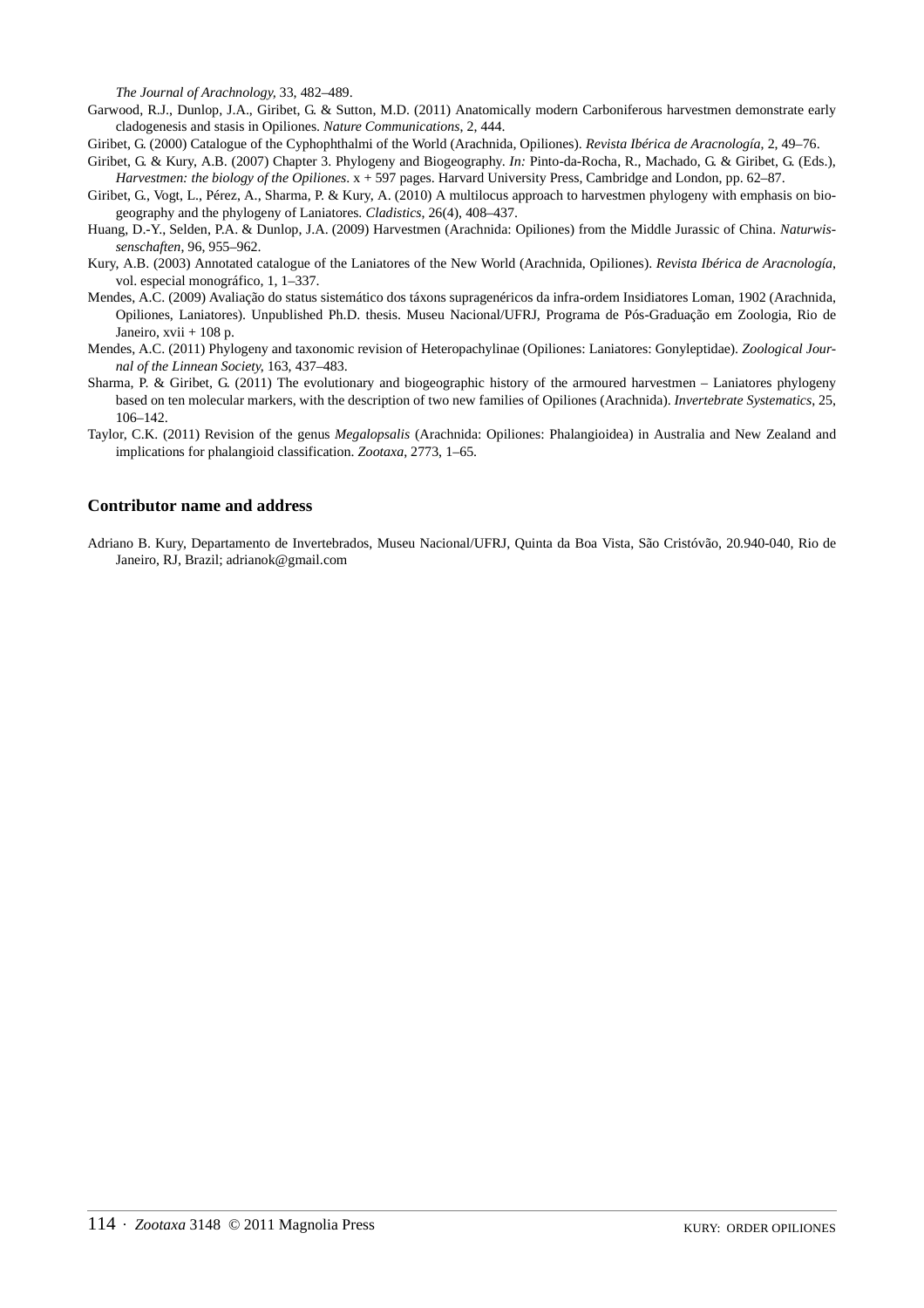*The Journal of Arachnology*, 33, 482–489.

Garwood, R.J., Dunlop, J.A., Giribet, G. & Sutton, M.D. (2011) Anatomically modern Carboniferous harvestmen demonstrate early cladogenesis and stasis in Opiliones. *Nature Communications*, 2, 444.

Giribet, G. (2000) Catalogue of the Cyphophthalmi of the World (Arachnida, Opiliones). *Revista Ibérica de Aracnología*, 2, 49–76.

Giribet, G. & Kury, A.B. (2007) Chapter 3. Phylogeny and Biogeography. *In:* Pinto-da-Rocha, R., Machado, G. & Giribet, G. (Eds.), *Harvestmen: the biology of the Opiliones*. x + 597 pages. Harvard University Press, Cambridge and London, pp. 62–87.

Giribet, G., Vogt, L., Pérez, A., Sharma, P. & Kury, A. (2010) A multilocus approach to harvestmen phylogeny with emphasis on biogeography and the phylogeny of Laniatores. *Cladistics*, 26(4), 408–437.

Huang, D.-Y., Selden, P.A. & Dunlop, J.A. (2009) Harvestmen (Arachnida: Opiliones) from the Middle Jurassic of China. *Naturwissenschaften*, 96, 955–962.

Kury, A.B. (2003) Annotated catalogue of the Laniatores of the New World (Arachnida, Opiliones). *Revista Ibérica de Aracnología*, vol. especial monográfico, 1, 1–337.

Mendes, A.C. (2009) Avaliação do status sistemático dos táxons supragenéricos da infra-ordem Insidiatores Loman, 1902 (Arachnida, Opiliones, Laniatores). Unpublished Ph.D. thesis. Museu Nacional/UFRJ, Programa de Pós-Graduação em Zoologia, Rio de Janeiro, xvii + 108 p.

Mendes, A.C. (2011) Phylogeny and taxonomic revision of Heteropachylinae (Opiliones: Laniatores: Gonyleptidae). *Zoological Journal of the Linnean Society*, 163, 437–483.

Sharma, P. & Giribet, G. (2011) The evolutionary and biogeographic history of the armoured harvestmen – Laniatores phylogeny based on ten molecular markers, with the description of two new families of Opiliones (Arachnida). *Invertebrate Systematics*, 25, 106–142.

Taylor, C.K. (2011) Revision of the genus *Megalopsalis* (Arachnida: Opiliones: Phalangioidea) in Australia and New Zealand and implications for phalangioid classification. *Zootaxa*, 2773, 1–65.

## Contributor name and address

Adriano B. Kury, Departamento de Invertebrados, Museu Nacional/UFRJ, Quinta da Boa Vista, São Cristóvão, 20.940-040, Rio de Janeiro, RJ, Brazil; adrianok@gmail.com